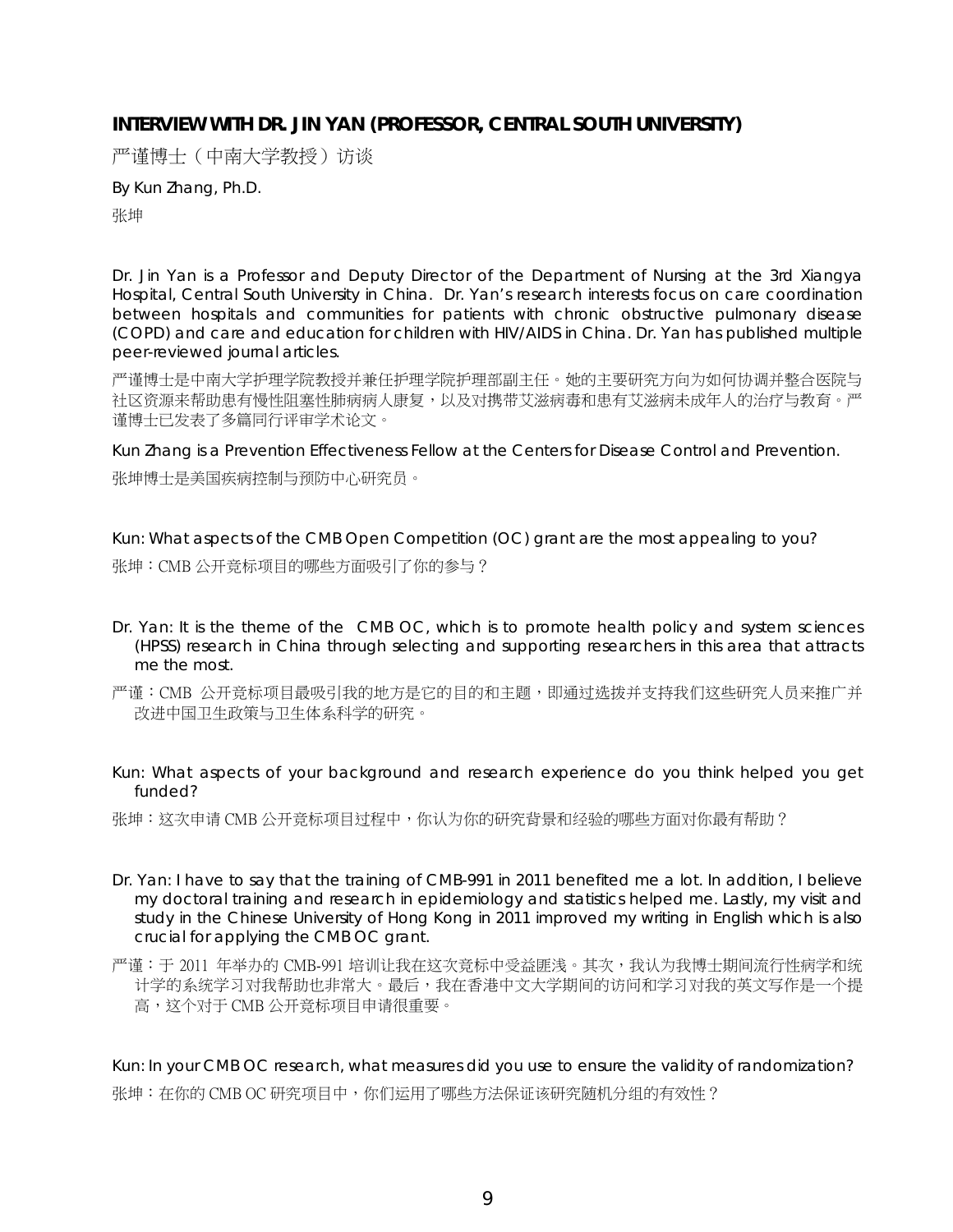## INTERVIEW WITH DR. JIN YAN (PROFESSOR, CENTRAL SOUTH UNIVERSITY)

严谨博士（中南大学教授）访谈

By Kun Zhang, Ph.D.

张坤

Dr. Jin Yan is a Professor and Deputy Director of the Department of Nursing at the 3rd Xiangya Hospital, Central South University in China. Dr. Yan's research interests focus on care coordination between hospitals and communities for patients with chronic obstructive pulmonary disease (COPD) and care and education for children with HIV/AIDS in China. Dr. Yan has published multiple peer-reviewed journal articles.

严谨博士是中南大学护理学院教授并兼任护理学院护理部副主任。她的主要研究方向为如何协调并整合医院与社区资源来帮助患有慢性阻塞性肺病病人康复，以及对携带艾滋病毒和患有艾滋病未成年人的治疗与教育。严谨博士已发表了多篇同行评审学术论文。

Kun Zhang is a Prevention Effectiveness Fellow at the Centers for Disease Control and Prevention.

张坤博士是美国疾病控制与预防中心研究员。

Kun: What aspects of the CMB Open Competition (OC) grant are the most appealing to you?

张坤：CMB 公开竞标项目的哪些方面吸引了你的参与？

Dr. Yan: It is the theme of the CMB OC, which is to promote health policy and system sciences (HPSS) research in China through selecting and supporting researchers in this area that attracts me the most.

严谨：CMB 公开竞标项目最吸引我的地方是它的目的和主题，即通过选拔并支持我们这些研究人员来推广并改进中国卫生政策与卫生体系科学的研究。

Kun: What aspects of your background and research experience do you think helped you get funded?

张坤：这次申请 CMB 公开竞标项目过程中，你认为你的研究背景和经验的哪些方面对你最有帮助？

Dr. Yan: I have to say that the training of CMB-991 in 2011 benefited me a lot. In addition, I believe my doctoral training and research in epidemiology and statistics helped me. Lastly, my visit and study in the Chinese University of Hong Kong in 2011 improved my writing in English which is also crucial for applying the CMB OC grant.

严谨：于 2011 年举办的 CMB-991 培训让我在这次竞标中受益匪浅。其次，我认为我博士期间流行性病学和统计学的系统学习对我帮助也非常大。最后，我在香港中文大学期间的访问和学习对我的英文写作是一个提高，这个对于 CMB 公开竞标项目申请很重要。

Kun: In your CMB OC research, what measures did you use to ensure the validity of randomization?

张坤：在你的 CMB OC 研究项目中，你们运用了哪些方法保证该研究随机分组的有效性？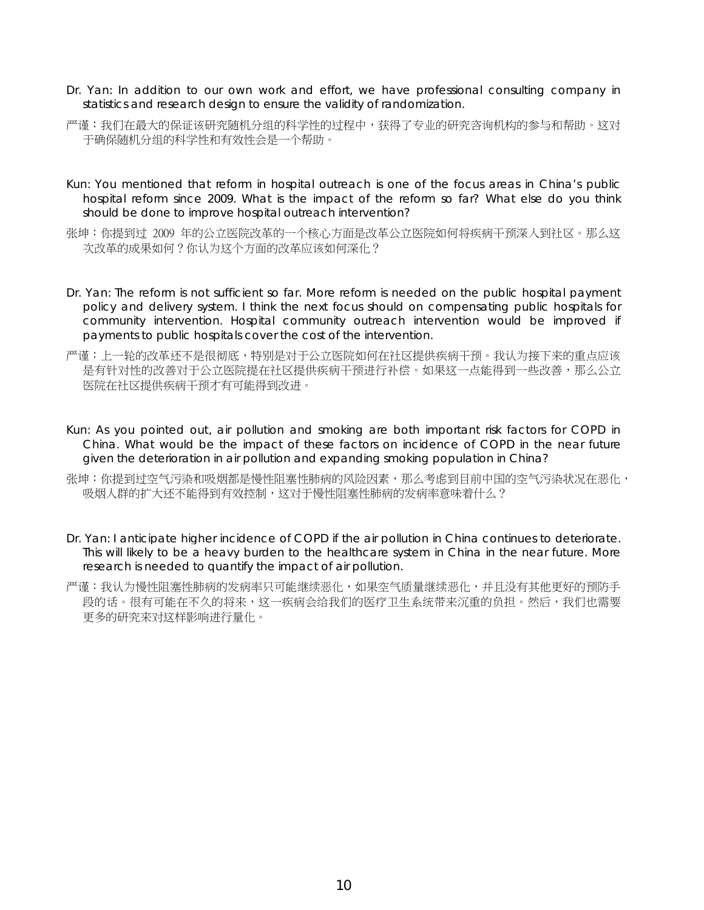Dr. Yan: In addition to our own work and effort, we have professional consulting company in statistics and research design to ensure the validity of randomization.

严谨：我们在最大的保证该研究随机分组的科学性的过程中，获得了专业的研究咨询机构的参与和帮助。这对于确保随机分组的科学性和有效性会是一个帮助。

Kun: You mentioned that reform in hospital outreach is one of the focus areas in China's public hospital reform since 2009. What is the impact of the reform so far? What else do you think should be done to improve hospital outreach intervention?

张坤：你提到过 2009 年的公立医院改革的一个核心方面是改革公立医院如何将疾病干预深入到社区。那么这次改革的成果如何？你认为这个方面的改革应该如何深化？

Dr. Yan: The reform is not sufficient so far. More reform is needed on the public hospital payment policy and delivery system. I think the next focus should on compensating public hospitals for community intervention. Hospital community outreach intervention would be improved if payments to public hospitals cover the cost of the intervention.

严谨：上一轮的改革还不是很彻底，特别是对于公立医院如何在社区提供疾病干预。我认为接下来的重点应该是有针对性的改善对于公立医院提在社区提供疾病干预进行补偿。如果这一点能得到一些改善，那么公立医院在社区提供疾病干预才有可能得到改进。

Kun: As you pointed out, air pollution and smoking are both important risk factors for COPD in China. What would be the impact of these factors on incidence of COPD in the near future given the deterioration in air pollution and expanding smoking population in China?

张坤：你提到过空气污染和吸烟都是慢性阻塞性肺病的风险因素，那么考虑到目前中国的空气污染状况在恶化，吸烟人群的扩大还不能得到有效控制，这对于慢性阻塞性肺病的发病率意味着什么？

Dr. Yan: I anticipate higher incidence of COPD if the air pollution in China continues to deteriorate. This will likely to be a heavy burden to the healthcare system in China in the near future. More research is needed to quantify the impact of air pollution.

严谨：我认为慢性阻塞性肺病的发病率只可能继续恶化，如果空气质量继续恶化，并且没有其他更好的预防手段的话。很有可能在不久的将来，这一疾病会给我们的医疗卫生系统带来沉重的负担。然后，我们也需要更多的研究来对这样影响进行量化。